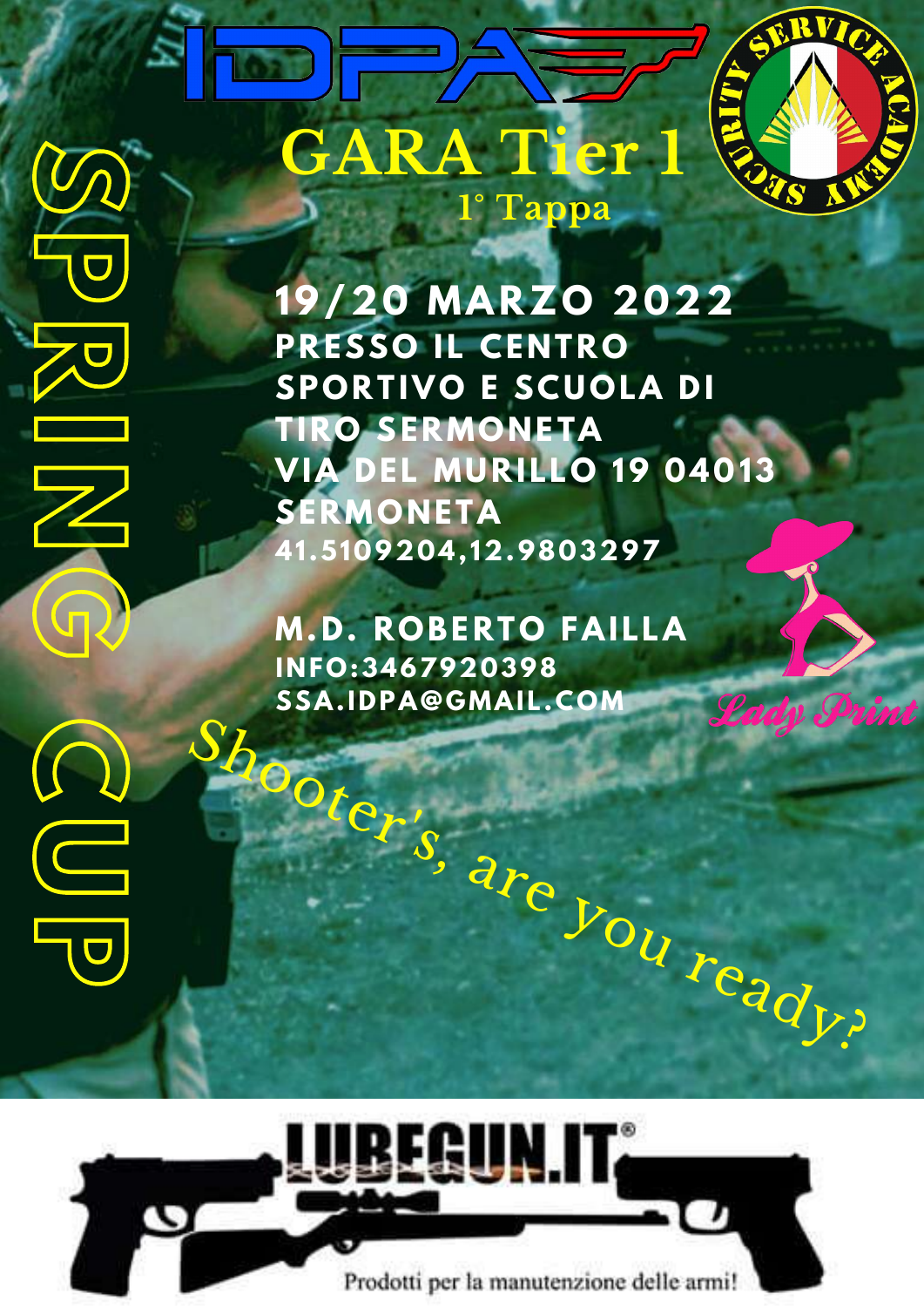# IDPA

## GARA Tier 1

### 1° Tappa

**SPRING CUP**

**19/20 MARZO 2022**

**PRESSO IL CENTRO SPORTIVO E SCUOLA DI TIRO SERMONETA**
**VIA DEL MURILLO 19 04013 SERMONETA**
**41.5109204,12.9803297**

**M.D. ROBERTO FAILLA**
**INFO:3467920398**
**SSA.IDPA@GMAIL.COM**

SECURITY SERVICE ACADEMY

Lady Print

*Shooter's, are you ready?*

LUBEGUN.IT®

Prodotti per la manutenzione delle armi!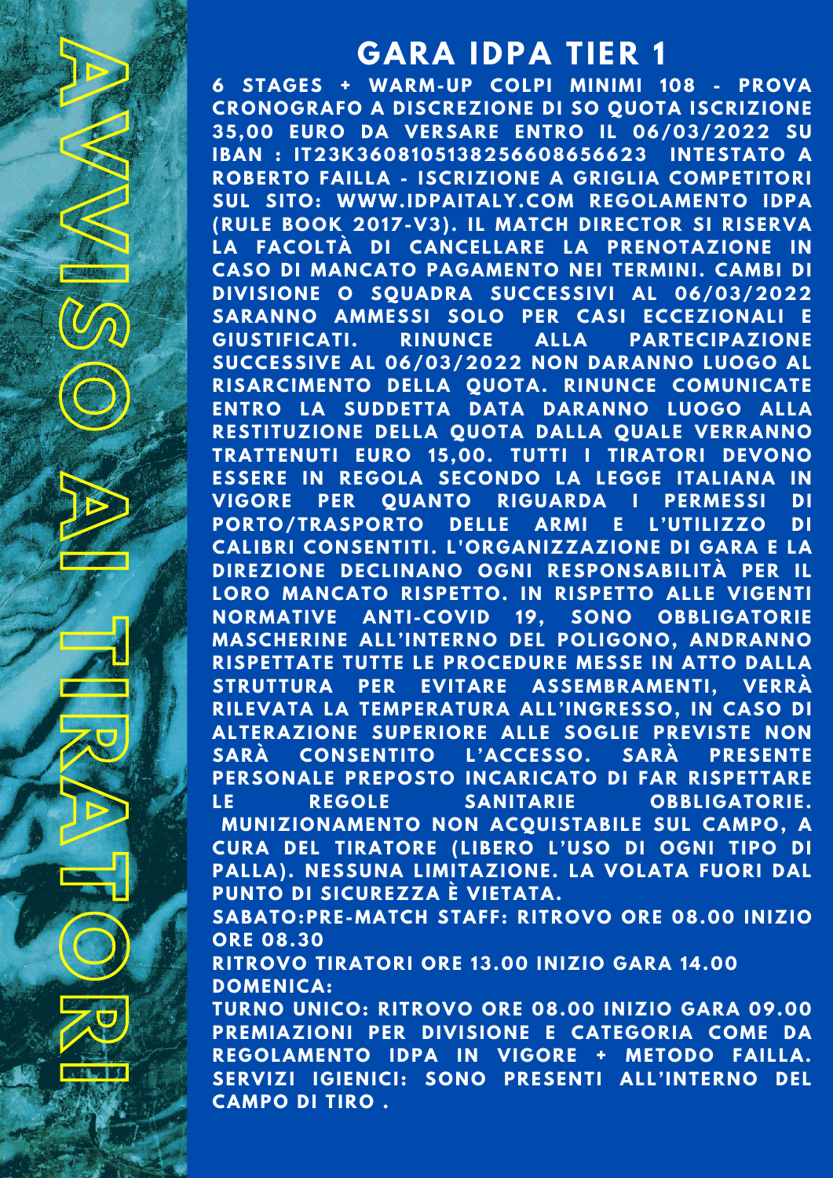AVVISO AI TIRATORI

# GARA IDPA TIER 1

**6 STAGES + WARM-UP COLPI MINIMI 108 - PROVA CRONOGRAFO A DISCREZIONE DI SO QUOTA ISCRIZIONE 35,00 EURO DA VERSARE ENTRO IL 06/03/2022 SU IBAN : IT23K3608105138256608656623 INTESTATO A ROBERTO FAILLA - ISCRIZIONE A GRIGLIA COMPETITORI SUL SITO: WWW.IDPAITALY.COM REGOLAMENTO IDPA (RULE BOOK 2017-V3). IL MATCH DIRECTOR SI RISERVA LA FACOLTÀ DI CANCELLARE LA PRENOTAZIONE IN CASO DI MANCATO PAGAMENTO NEI TERMINI. CAMBI DI DIVISIONE O SQUADRA SUCCESSIVI AL 06/03/2022 SARANNO AMMESSI SOLO PER CASI ECCEZIONALI E GIUSTIFICATI. RINUNCE ALLA PARTECIPAZIONE SUCCESSIVE AL 06/03/2022 NON DARANNO LUOGO AL RISARCIMENTO DELLA QUOTA. RINUNCE COMUNICATE ENTRO LA SUDDETTA DATA DARANNO LUOGO ALLA RESTITUZIONE DELLA QUOTA DALLA QUALE VERRANNO TRATTENUTI EURO 15,00. TUTTI I TIRATORI DEVONO ESSERE IN REGOLA SECONDO LA LEGGE ITALIANA IN VIGORE PER QUANTO RIGUARDA I PERMESSI DI PORTO/TRASPORTO DELLE ARMI E L'UTILIZZO DI CALIBRI CONSENTITI. L'ORGANIZZAZIONE DI GARA E LA DIREZIONE DECLINANO OGNI RESPONSABILITÀ PER IL LORO MANCATO RISPETTO. IN RISPETTO ALLE VIGENTI NORMATIVE ANTI-COVID 19, SONO OBBLIGATORIE MASCHERINE ALL'INTERNO DEL POLIGONO, ANDRANNO RISPETTATE TUTTE LE PROCEDURE MESSE IN ATTO DALLA STRUTTURA PER EVITARE ASSEMBRAMENTI, VERRÀ RILEVATA LA TEMPERATURA ALL'INGRESSO, IN CASO DI ALTERAZIONE SUPERIORE ALLE SOGLIE PREVISTE NON SARÀ CONSENTITO L'ACCESSO. SARÀ PRESENTE PERSONALE PREPOSTO INCARICATO DI FAR RISPETTARE LE REGOLE SANITARIE OBBLIGATORIE. MUNIZIONAMENTO NON ACQUISTABILE SUL CAMPO, A CURA DEL TIRATORE (LIBERO L'USO DI OGNI TIPO DI PALLA). NESSUNA LIMITAZIONE. LA VOLATA FUORI DAL PUNTO DI SICUREZZA È VIETATA.**

**SABATO:PRE-MATCH STAFF: RITROVO ORE 08.00 INIZIO ORE 08.30**

**RITROVO TIRATORI ORE 13.00 INIZIO GARA 14.00**

**DOMENICA:**

**TURNO UNICO: RITROVO ORE 08.00 INIZIO GARA 09.00**

**PREMIAZIONI PER DIVISIONE E CATEGORIA COME DA REGOLAMENTO IDPA IN VIGORE + METODO FAILLA.**

**SERVIZI IGIENICI: SONO PRESENTI ALL'INTERNO DEL CAMPO DI TIRO .**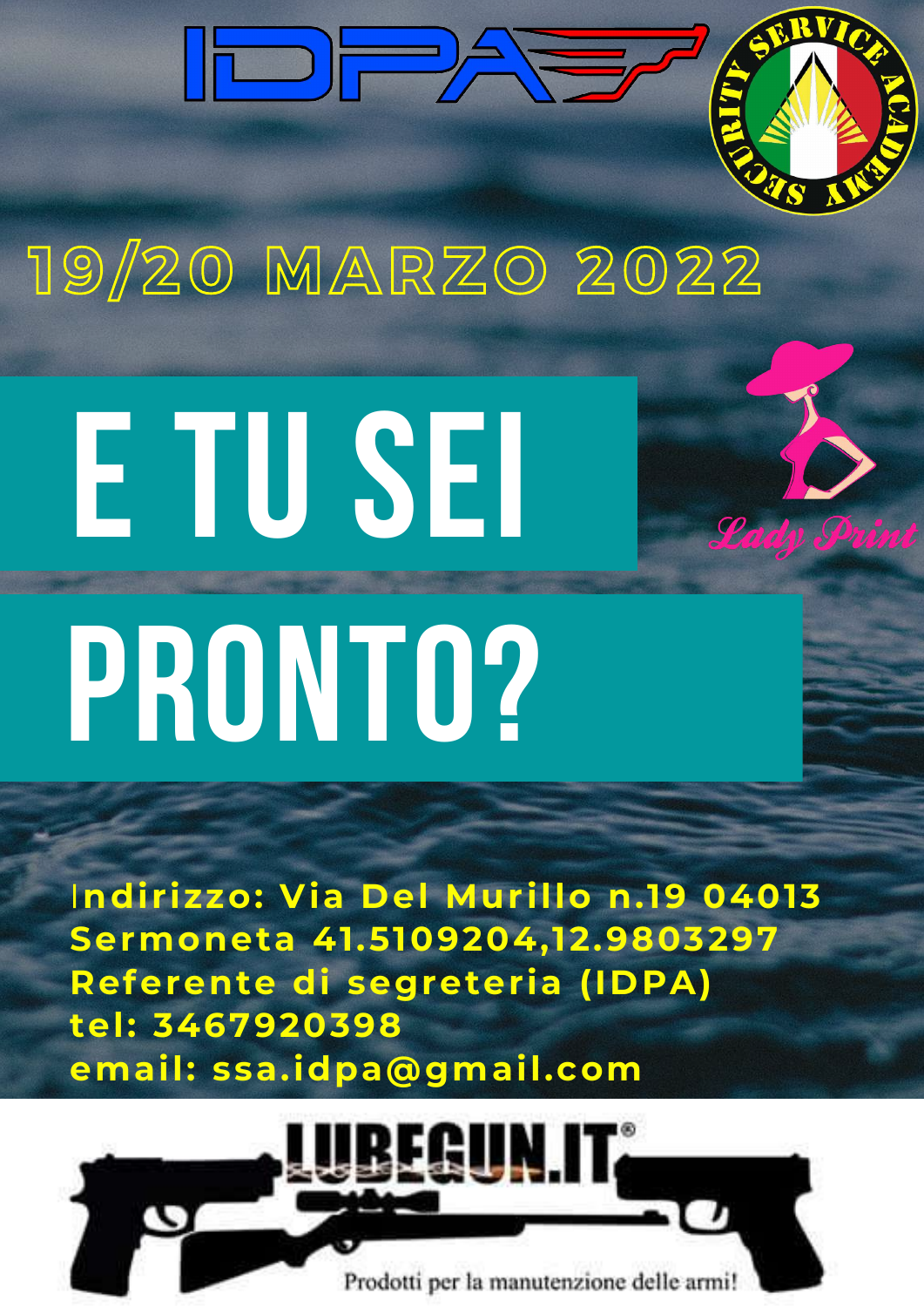IDPA

SECURITY SERVICE ACADEMY

19/20 MARZO 2022

# E TU SEI PRONTO?

Lady Print

**Indirizzo: Via Del Murillo n.19 04013**
**Sermoneta 41.5109204,12.9803297**
**Referente di segreteria (IDPA)**
**tel: 3467920398**
**email: ssa.idpa@gmail.com**

LUBEGUN.IT®

Prodotti per la manutenzione delle armi!